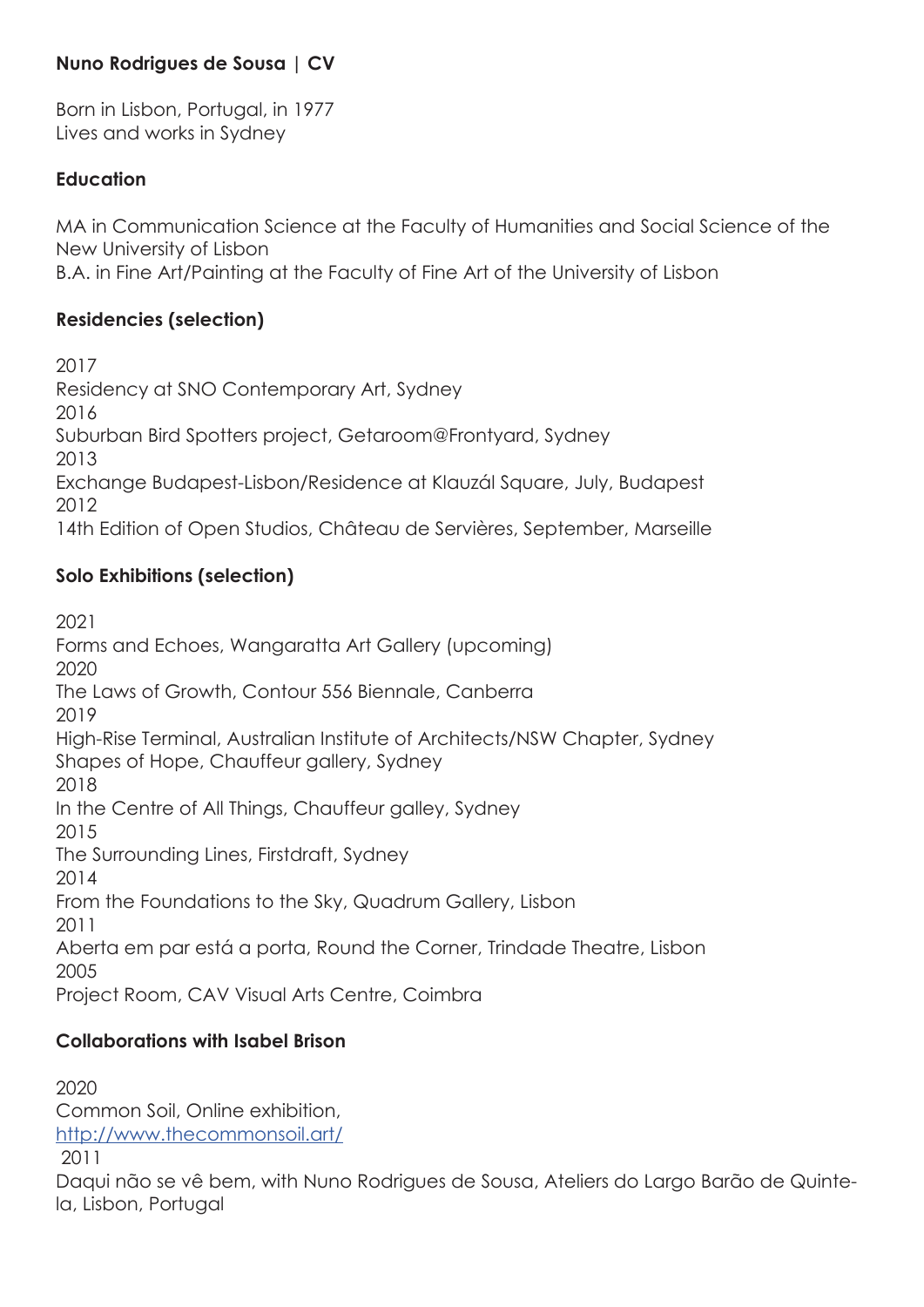**Nuno Rodrigues de Sousa | CV**

Born in Lisbon, Portugal, in 1977
Lives and works in Sydney

**Education**

MA in Communication Science at the Faculty of Humanities and Social Science of the New University of Lisbon
B.A. in Fine Art/Painting at the Faculty of Fine Art of the University of Lisbon

**Residencies (selection)**

2017
Residency at SNO Contemporary Art, Sydney
2016
Suburban Bird Spotters project, Getaroom@Frontyard, Sydney
2013
Exchange Budapest-Lisbon/Residence at Klauzál Square, July, Budapest
2012
14th Edition of Open Studios, Château de Servières, September, Marseille

**Solo Exhibitions (selection)**

2021
Forms and Echoes, Wangaratta Art Gallery (upcoming)
2020
The Laws of Growth, Contour 556 Biennale, Canberra
2019
High-Rise Terminal, Australian Institute of Architects/NSW Chapter, Sydney
Shapes of Hope, Chauffeur gallery, Sydney
2018
In the Centre of All Things, Chauffeur galley, Sydney
2015
The Surrounding Lines, Firstdraft, Sydney
2014
From the Foundations to the Sky, Quadrum Gallery, Lisbon
2011
Aberta em par está a porta, Round the Corner, Trindade Theatre, Lisbon
2005
Project Room, CAV Visual Arts Centre, Coimbra

**Collaborations with Isabel Brison**

2020
Common Soil, Online exhibition,
[http://www.thecommonsoil.art/](http://www.thecommonsoil.art/)
2011
Daqui não se vê bem, with Nuno Rodrigues de Sousa, Ateliers do Largo Barão de Quintela, Lisbon, Portugal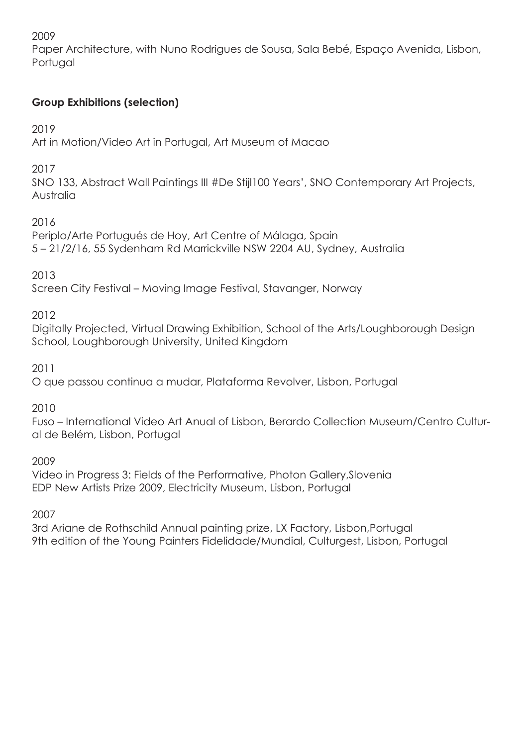2009

Paper Architecture, with Nuno Rodrigues de Sousa, Sala Bebé, Espaço Avenida, Lisbon, Portugal

**Group Exhibitions (selection)**

2019

Art in Motion/Video Art in Portugal, Art Museum of Macao

2017

SNO 133, Abstract Wall Paintings III #De Stijl100 Years', SNO Contemporary Art Projects, Australia

2016

Periplo/Arte Portugués de Hoy, Art Centre of Málaga, Spain
5 – 21/2/16, 55 Sydenham Rd Marrickville NSW 2204 AU, Sydney, Australia

2013

Screen City Festival – Moving Image Festival, Stavanger, Norway

2012

Digitally Projected, Virtual Drawing Exhibition, School of the Arts/Loughborough Design School, Loughborough University, United Kingdom

2011

O que passou continua a mudar, Plataforma Revolver, Lisbon, Portugal

2010

Fuso – International Video Art Anual of Lisbon, Berardo Collection Museum/Centro Cultural de Belém, Lisbon, Portugal

2009

Video in Progress 3: Fields of the Performative, Photon Gallery,Slovenia
EDP New Artists Prize 2009, Electricity Museum, Lisbon, Portugal

2007

3rd Ariane de Rothschild Annual painting prize, LX Factory, Lisbon,Portugal
9th edition of the Young Painters Fidelidade/Mundial, Culturgest, Lisbon, Portugal